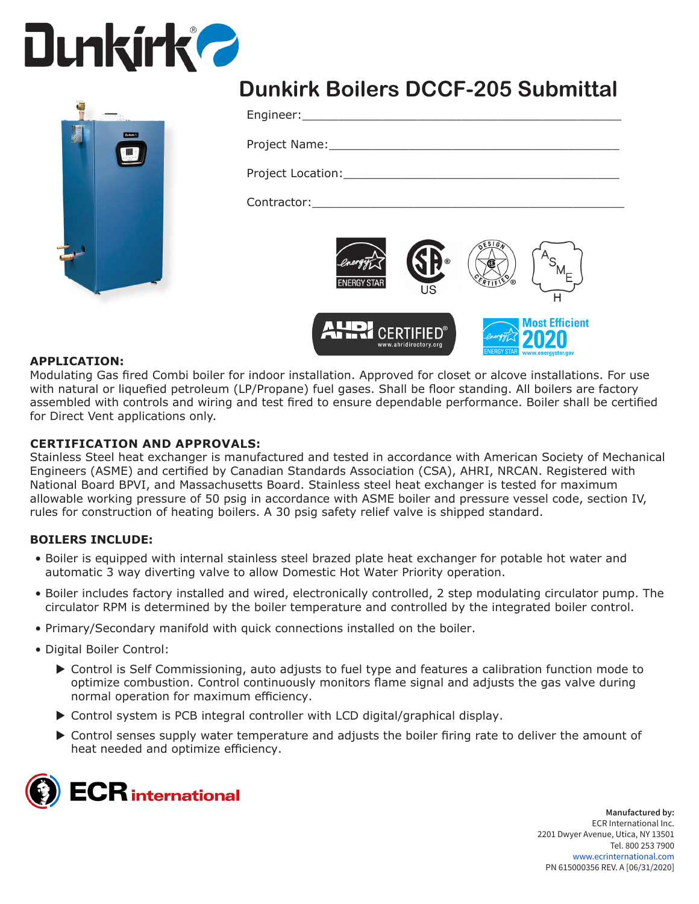# Dunkirk Boilers DCCF-205 Submittal

Engineer:\_\_\_\_\_\_\_\_\_\_\_\_\_\_\_\_\_\_\_\_\_\_\_\_\_\_\_\_\_\_\_\_\_\_\_\_\_\_\_\_

Project Name:\_\_\_\_\_\_\_\_\_\_\_\_\_\_\_\_\_\_\_\_\_\_\_\_\_\_\_\_\_\_\_\_\_\_\_\_\_\_

Project Location:\_\_\_\_\_\_\_\_\_\_\_\_\_\_\_\_\_\_\_\_\_\_\_\_\_\_\_\_\_\_\_\_\_\_\_\_

Contractor:\_\_\_\_\_\_\_\_\_\_\_\_\_\_\_\_\_\_\_\_\_\_\_\_\_\_\_\_\_\_\_\_\_\_\_\_\_\_\_\_

### APPLICATION:

Modulating Gas fired Combi boiler for indoor installation. Approved for closet or alcove installations. For use with natural or liquefied petroleum (LP/Propane) fuel gases. Shall be floor standing. All boilers are factory assembled with controls and wiring and test fired to ensure dependable performance. Boiler shall be certified for Direct Vent applications only.

### CERTIFICATION AND APPROVALS:

Stainless Steel heat exchanger is manufactured and tested in accordance with American Society of Mechanical Engineers (ASME) and certified by Canadian Standards Association (CSA), AHRI, NRCAN. Registered with National Board BPVI, and Massachusetts Board. Stainless steel heat exchanger is tested for maximum allowable working pressure of 50 psig in accordance with ASME boiler and pressure vessel code, section IV, rules for construction of heating boilers. A 30 psig safety relief valve is shipped standard.

### BOILERS INCLUDE:

- Boiler is equipped with internal stainless steel brazed plate heat exchanger for potable hot water and automatic 3 way diverting valve to allow Domestic Hot Water Priority operation.
- Boiler includes factory installed and wired, electronically controlled, 2 step modulating circulator pump. The circulator RPM is determined by the boiler temperature and controlled by the integrated boiler control.
- Primary/Secondary manifold with quick connections installed on the boiler.
- Digital Boiler Control:
  - Control is Self Commissioning, auto adjusts to fuel type and features a calibration function mode to optimize combustion. Control continuously monitors flame signal and adjusts the gas valve during normal operation for maximum efficiency.
  - Control system is PCB integral controller with LCD digital/graphical display.
  - Control senses supply water temperature and adjusts the boiler firing rate to deliver the amount of heat needed and optimize efficiency.

**Manufactured by:**
ECR International Inc.
2201 Dwyer Avenue, Utica, NY 13501
Tel. 800 253 7900
www.ecrinternational.com
PN 615000356 REV. A [06/31/2020]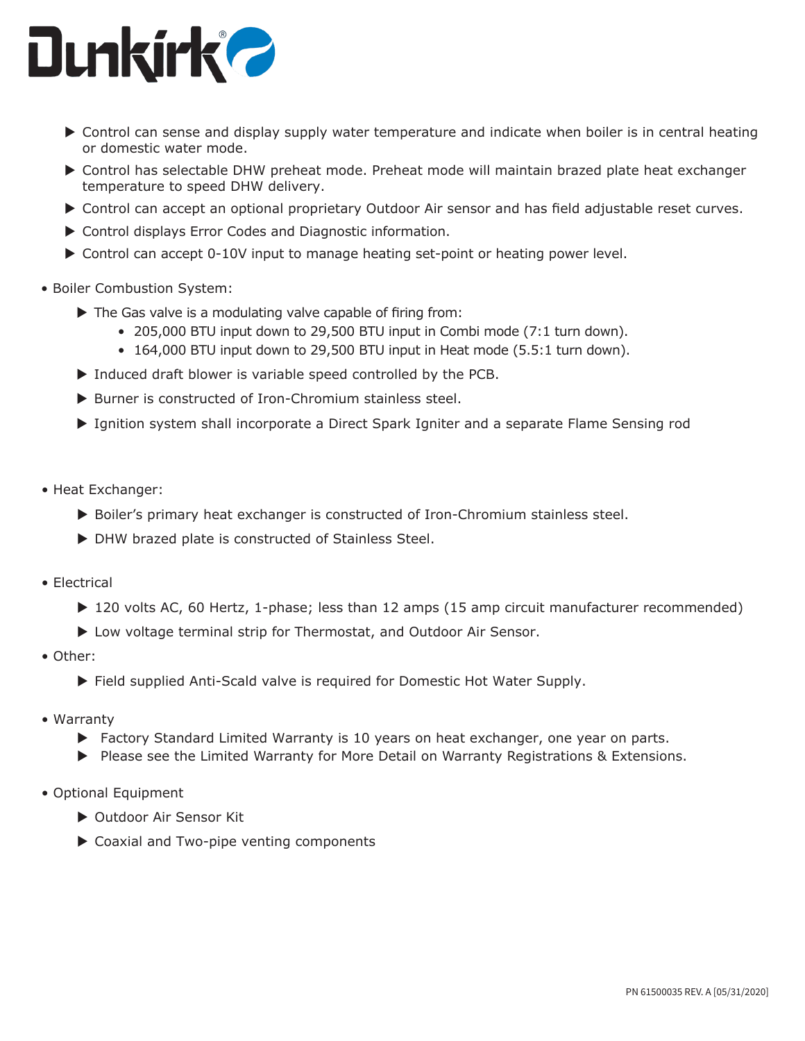- Control can sense and display supply water temperature and indicate when boiler is in central heating or domestic water mode.
- Control has selectable DHW preheat mode. Preheat mode will maintain brazed plate heat exchanger temperature to speed DHW delivery.
- Control can accept an optional proprietary Outdoor Air sensor and has field adjustable reset curves.
- Control displays Error Codes and Diagnostic information.
- Control can accept 0-10V input to manage heating set-point or heating power level.

- Boiler Combustion System:
  - The Gas valve is a modulating valve capable of firing from:
    - 205,000 BTU input down to 29,500 BTU input in Combi mode (7:1 turn down).
    - 164,000 BTU input down to 29,500 BTU input in Heat mode (5.5:1 turn down).
  - Induced draft blower is variable speed controlled by the PCB.
  - Burner is constructed of Iron-Chromium stainless steel.
  - Ignition system shall incorporate a Direct Spark Igniter and a separate Flame Sensing rod

- Heat Exchanger:
  - Boiler's primary heat exchanger is constructed of Iron-Chromium stainless steel.
  - DHW brazed plate is constructed of Stainless Steel.

- Electrical
  - 120 volts AC, 60 Hertz, 1-phase; less than 12 amps (15 amp circuit manufacturer recommended)
  - Low voltage terminal strip for Thermostat, and Outdoor Air Sensor.

- Other:
  - Field supplied Anti-Scald valve is required for Domestic Hot Water Supply.

- Warranty
  - Factory Standard Limited Warranty is 10 years on heat exchanger, one year on parts.
  - Please see the Limited Warranty for More Detail on Warranty Registrations & Extensions.

- Optional Equipment
  - Outdoor Air Sensor Kit
  - Coaxial and Two-pipe venting components

PN 61500035 REV. A [05/31/2020]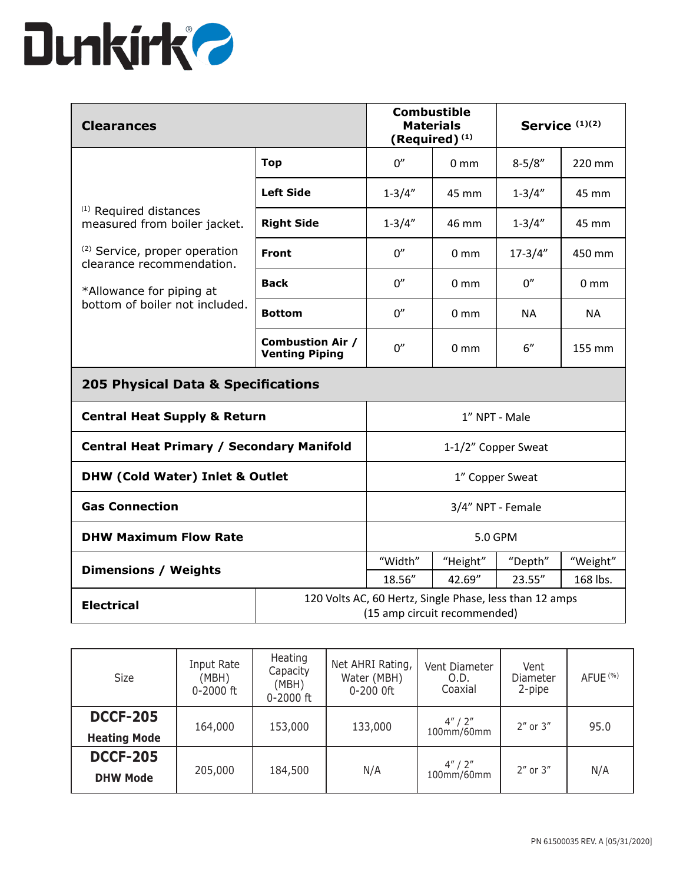Dunkirk®

| Clearances | | Combustible Materials (Required) [1] | | Service [1][2] | |
|---|---|---|---|---|---|
| [1] Required distances measured from boiler jacket.<br><br>[2] Service, proper operation clearance recommendation.<br><br>*Allowance for piping at bottom of boiler not included. | **Top** | 0” | 0 mm | 8-5/8” | 220 mm |
| | **Left Side** | 1-3/4” | 45 mm | 1-3/4” | 45 mm |
| | **Right Side** | 1-3/4” | 46 mm | 1-3/4” | 45 mm |
| | **Front** | 0” | 0 mm | 17-3/4” | 450 mm |
| | **Back** | 0” | 0 mm | 0” | 0 mm |
| | **Bottom** | 0” | 0 mm | NA | NA |
| | **Combustion Air / Venting Piping** | 0” | 0 mm | 6” | 155 mm |

| 205 Physical Data & Specifications | | | | |
|---|---|---|---|---|
| **Central Heat Supply & Return** | 1” NPT - Male | | | |
| **Central Heat Primary / Secondary Manifold** | 1-1/2” Copper Sweat | | | |
| **DHW (Cold Water) Inlet & Outlet** | 1” Copper Sweat | | | |
| **Gas Connection** | 3/4” NPT - Female | | | |
| **DHW Maximum Flow Rate** | 5.0 GPM | | | |
| **Dimensions / Weights** | “Width” | “Height” | “Depth” | “Weight” |
| | 18.56” | 42.69” | 23.55” | 168 lbs. |
| **Electrical** | 120 Volts AC, 60 Hertz, Single Phase, less than 12 amps (15 amp circuit recommended) | | | |

| Size | Input Rate (MBH) 0-2000 ft | Heating Capacity (MBH) 0-2000 ft | Net AHRI Rating, Water (MBH) 0-200 0ft | Vent Diameter O.D. Coaxial | Vent Diameter 2-pipe | AFUE (%) |
|---|---|---|---|---|---|---|
| **DCCF-205** **Heating Mode** | 164,000 | 153,000 | 133,000 | 4” / 2” 100mm/60mm | 2” or 3” | 95.0 |
| **DCCF-205** **DHW Mode** | 205,000 | 184,500 | N/A | 4” / 2” 100mm/60mm | 2” or 3” | N/A |

PN 61500035 REV. A [05/31/2020]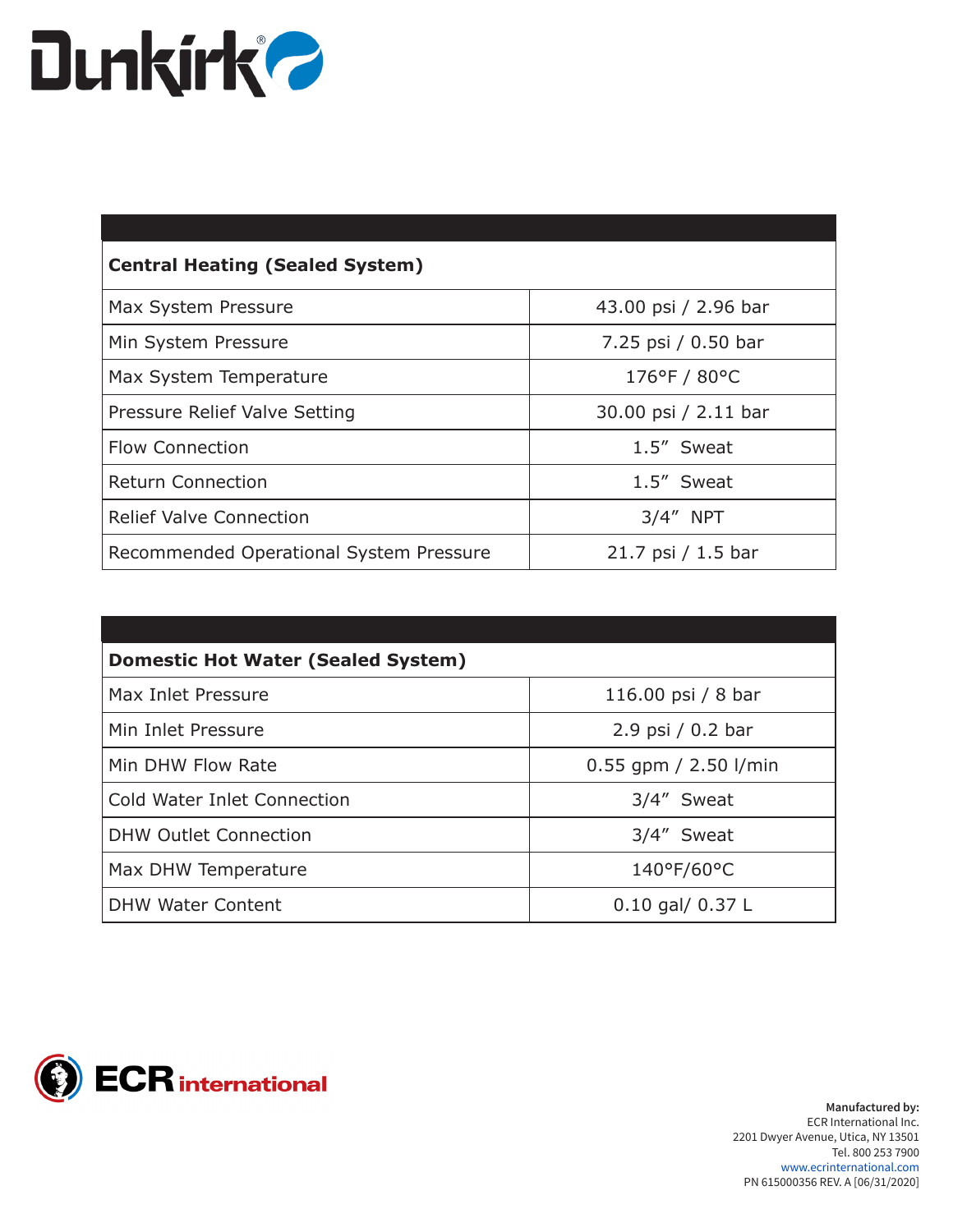Dunkirk®

| Central Heating (Sealed System) | |
|---|---|
| Max System Pressure | 43.00 psi / 2.96 bar |
| Min System Pressure | 7.25 psi / 0.50 bar |
| Max System Temperature | 176°F / 80°C |
| Pressure Relief Valve Setting | 30.00 psi / 2.11 bar |
| Flow Connection | 1.5″ Sweat |
| Return Connection | 1.5″ Sweat |
| Relief Valve Connection | 3/4″ NPT |
| Recommended Operational System Pressure | 21.7 psi / 1.5 bar |

| Domestic Hot Water (Sealed System) | |
|---|---|
| Max Inlet Pressure | 116.00 psi / 8 bar |
| Min Inlet Pressure | 2.9 psi / 0.2 bar |
| Min DHW Flow Rate | 0.55 gpm / 2.50 l/min |
| Cold Water Inlet Connection | 3/4″ Sweat |
| DHW Outlet Connection | 3/4″ Sweat |
| Max DHW Temperature | 140°F/60°C |
| DHW Water Content | 0.10 gal/ 0.37 L |

ECR international

**Manufactured by:**
ECR International Inc.
2201 Dwyer Avenue, Utica, NY 13501
Tel. 800 253 7900
www.ecrinternational.com
PN 615000356 REV. A [06/31/2020]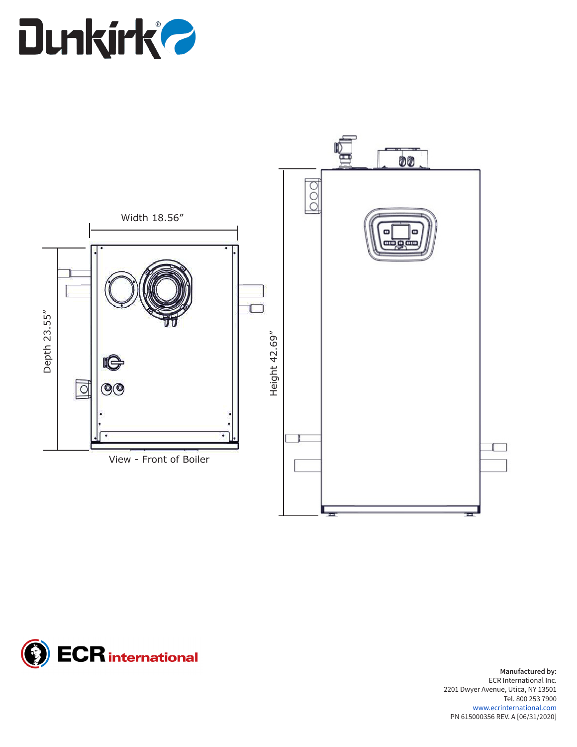Width 18.56"

Depth 23.55"

View - Front of Boiler

Height 42.69"

**Manufactured by:**
ECR International Inc.
2201 Dwyer Avenue, Utica, NY 13501
Tel. 800 253 7900
www.ecrinternational.com
PN 615000356 REV. A [06/31/2020]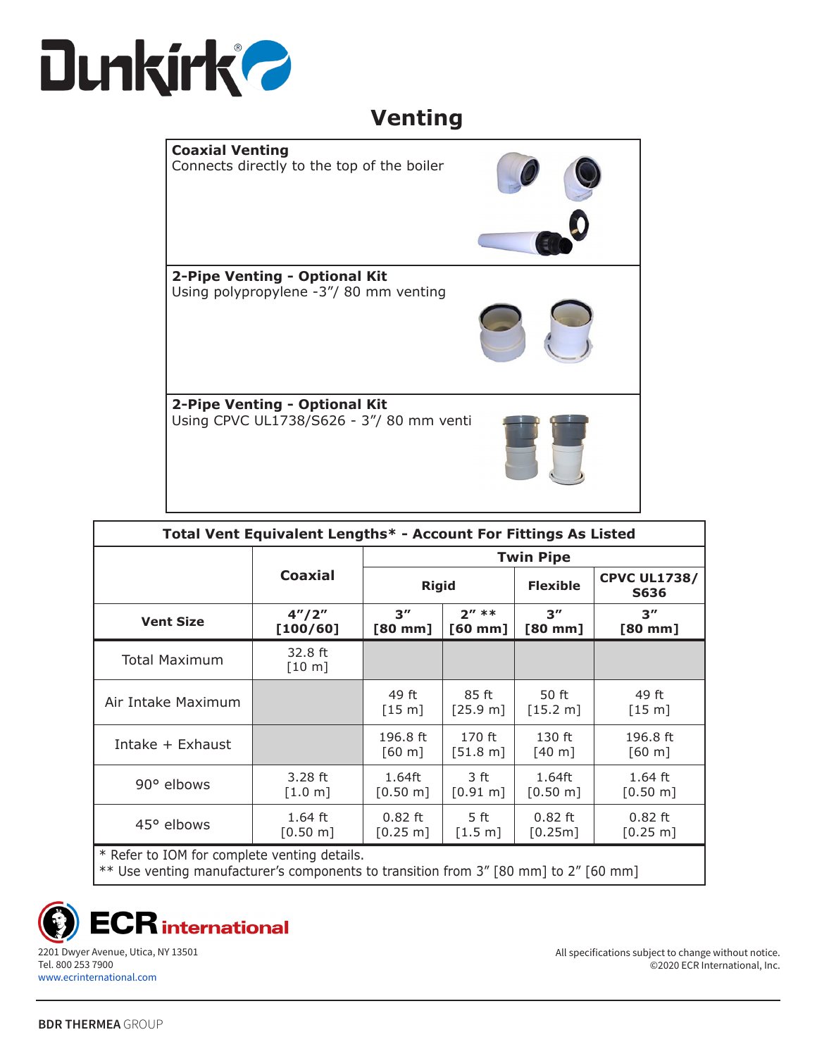# Venting

| | |
|---|---|
| **Coaxial Venting**<br>Connects directly to the top of the boiler | |
| **2-Pipe Venting - Optional Kit**<br>Using polypropylene -3"/ 80 mm venting | |
| **2-Pipe Venting - Optional Kit**<br>Using CPVC UL1738/S626 - 3"/ 80 mm venti | |

| Total Vent Equivalent Lengths* - Account For Fittings As Listed | | | | | |
|---|---|---|---|---|---|
| | **Coaxial** | **Twin Pipe** | | | |
| | | **Rigid** | | **Flexible** | **CPVC UL1738/ S636** |
| **Vent Size** | **4"/2" [100/60]** | **3" [80 mm]** | **2" ** [60 mm]** | **3" [80 mm]** | **3" [80 mm]** |
| Total Maximum | 32.8 ft [10 m] | | | | |
| Air Intake Maximum | | 49 ft [15 m] | 85 ft [25.9 m] | 50 ft [15.2 m] | 49 ft [15 m] |
| Intake + Exhaust | | 196.8 ft [60 m] | 170 ft [51.8 m] | 130 ft [40 m] | 196.8 ft [60 m] |
| 90° elbows | 3.28 ft [1.0 m] | 1.64ft [0.50 m] | 3 ft [0.91 m] | 1.64ft [0.50 m] | 1.64 ft [0.50 m] |
| 45° elbows | 1.64 ft [0.50 m] | 0.82 ft [0.25 m] | 5 ft [1.5 m] | 0.82 ft [0.25m] | 0.82 ft [0.25 m] |

* Refer to IOM for complete venting details.
** Use venting manufacturer's components to transition from 3" [80 mm] to 2" [60 mm]

ECR international
2201 Dwyer Avenue, Utica, NY 13501
Tel. 800 253 7900
www.ecrinternational.com

All specifications subject to change without notice.
©2020 ECR International, Inc.

BDR THERMEA GROUP